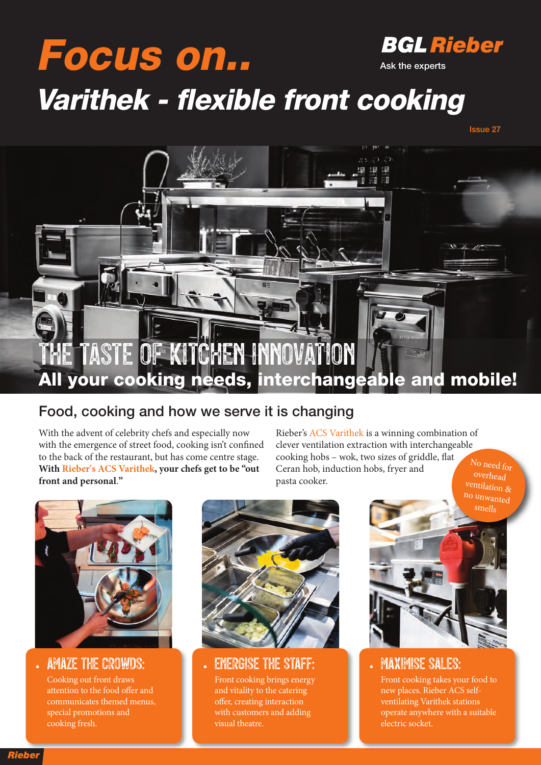# Focus on..

**BGL Rieber**
Ask the experts

# Varithek - flexible front cooking

Issue 27

## THE TASTE OF KITCHEN INNOVATION

**All your cooking needs, interchangeable and mobile!**

## Food, cooking and how we serve it is changing

With the advent of celebrity chefs and especially now with the emergence of street food, cooking isn't confined to the back of the restaurant, but has come centre stage. **With Rieber's ACS Varithek, your chefs get to be "out front and personal."**

Rieber's ACS Varithek is a winning combination of clever ventilation extraction with interchangeable cooking hobs – wok, two sizes of griddle, flat Ceran hob, induction hobs, fryer and pasta cooker.

No need for overhead ventilation & no unwanted smells

- **AMAZE THE CROWDS:** Cooking out front draws attention to the food offer and communicates themed menus, special promotions and cooking fresh.

- **ENERGISE THE STAFF:** Front cooking brings energy and vitality to the catering offer, creating interaction with customers and adding visual theatre.

- **MAXIMISE SALES:** Front cooking takes your food to new places. Rieber ACS self-ventilating Varithek stations operate anywhere with a suitable electric socket.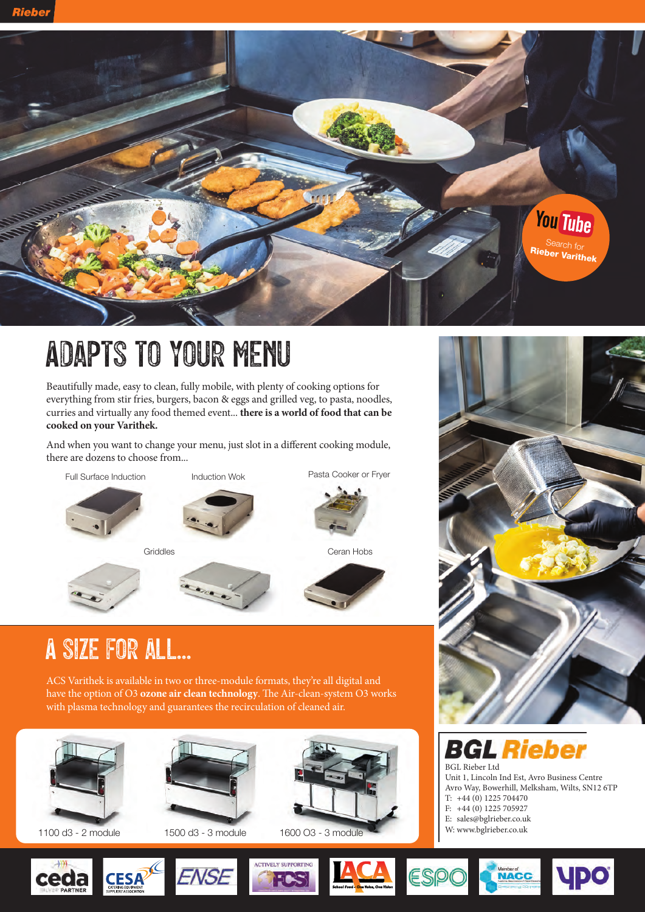# ADAPTS TO YOUR MENU

Beautifully made, easy to clean, fully mobile, with plenty of cooking options for everything from stir fries, burgers, bacon & eggs and grilled veg, to pasta, noodles, curries and virtually any food themed event... **there is a world of food that can be cooked on your Varithek.**

And when you want to change your menu, just slot in a different cooking module, there are dozens to choose from...

Full Surface Induction

Induction Wok

Pasta Cooker or Fryer

Griddles

Ceran Hobs

# A SIZE FOR ALL...

ACS Varithek is available in two or three-module formats, they're all digital and have the option of O3 **ozone air clean technology**. The Air-clean-system O3 works with plasma technology and guarantees the recirculation of cleaned air.

1100 d3 - 2 module

1500 d3 - 3 module

1600 O3 - 3 module

YouTube
Search for
**Rieber Varithek**

## BGL Rieber

BGL Rieber Ltd
Unit 1, Lincoln Ind Est, Avro Business Centre
Avro Way, Bowerhill, Melksham, Wilts, SN12 6TP
T: +44 (0) 1225 704470
F: +44 (0) 1225 705927
E: sales@bglrieber.co.uk
W: www.bglrieber.co.uk